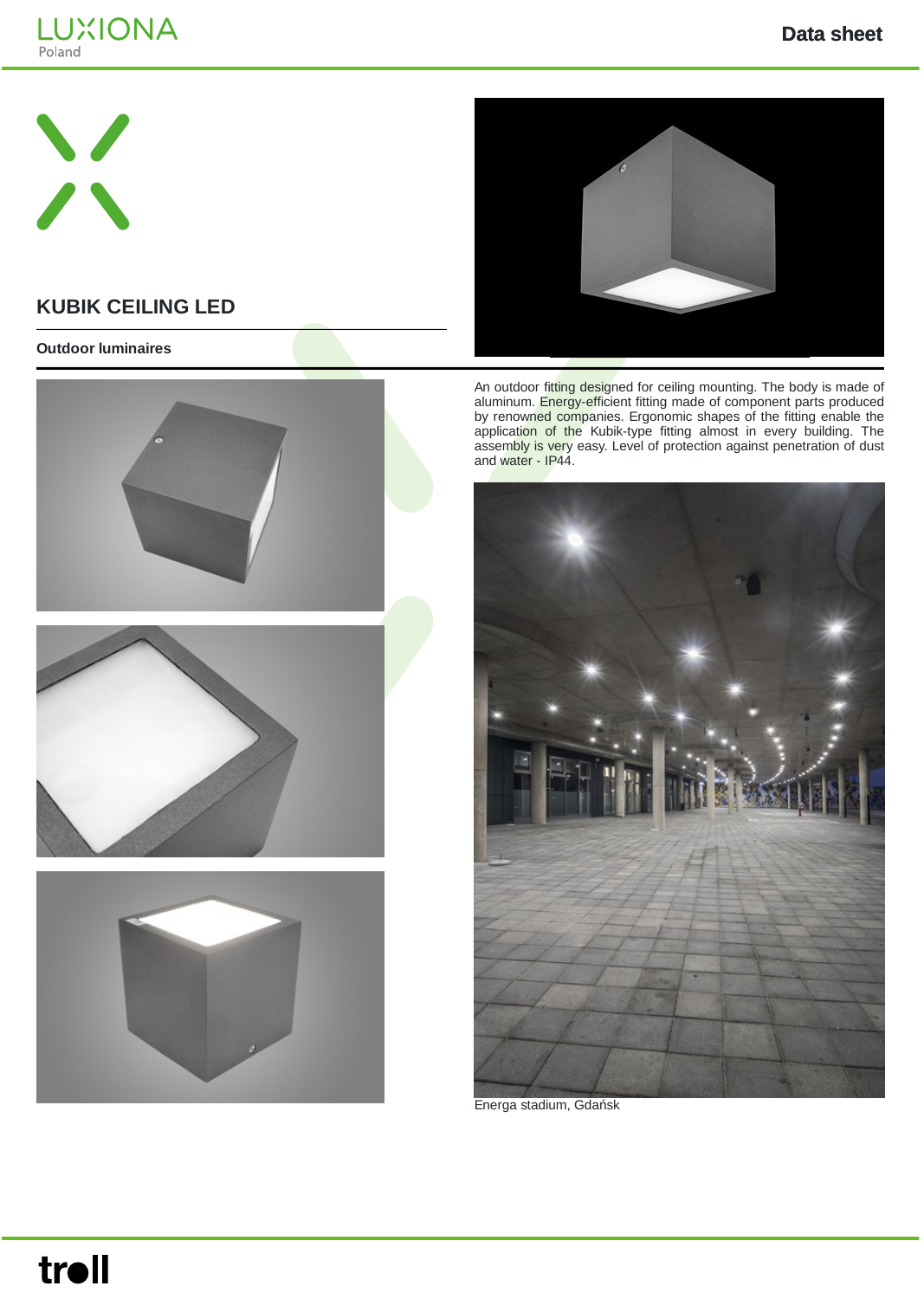# KUBIK CEILING LED

**Outdoor luminaires**

An outdoor fitting designed for ceiling mounting. The body is made of aluminum. Energy-efficient fitting made of component parts produced by renowned companies. Ergonomic shapes of the fitting enable the application of the Kubik-type fitting almost in every building. The assembly is very easy. Level of protection against penetration of dust and water - IP44.

Energa stadium, Gdańsk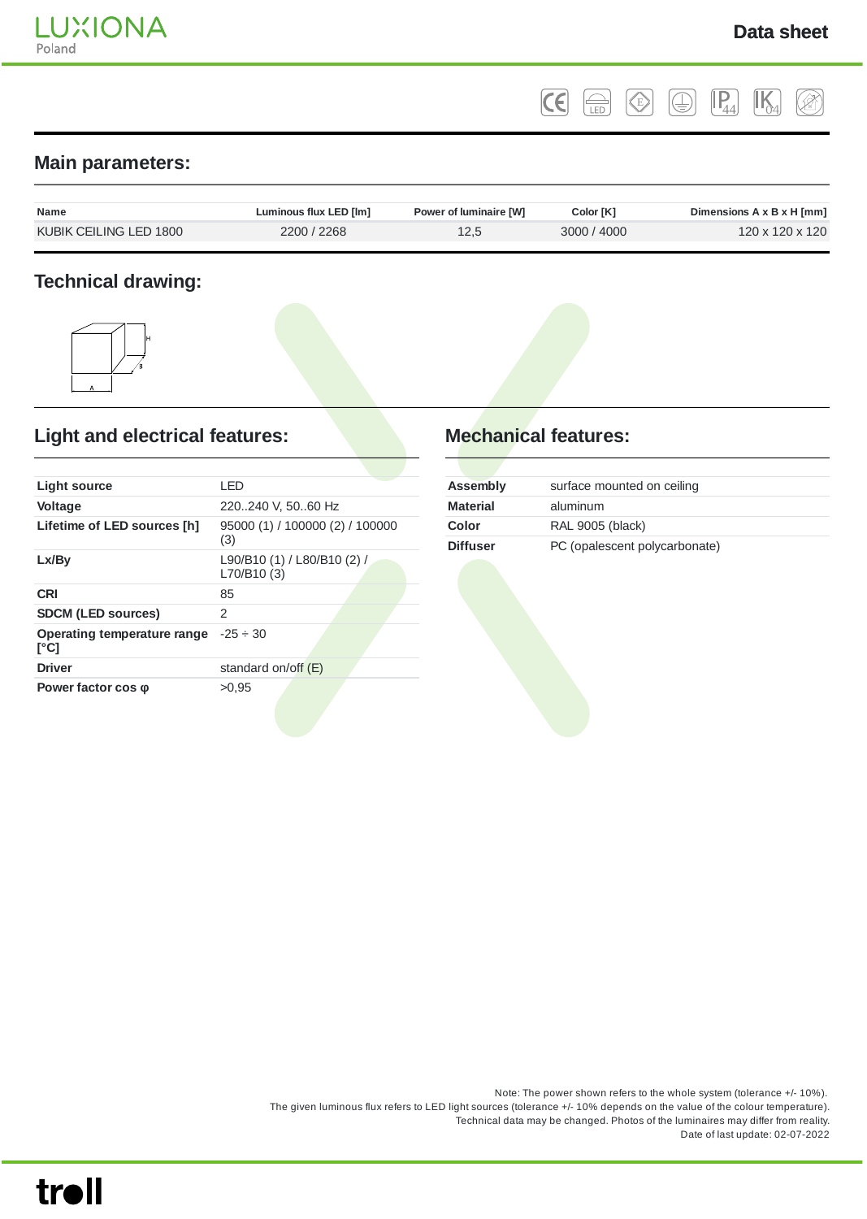LUXIONA Poland

Data sheet

## Main parameters:

| Name | Luminous flux LED [lm] | Power of luminaire [W] | Color [K] | Dimensions A x B x H [mm] |
|---|---|---|---|---|
| KUBIK CEILING LED 1800 | 2200 / 2268 | 12,5 | 3000 / 4000 | 120 x 120 x 120 |

## Technical drawing:

## Light and electrical features:

| | |
|---|---|
| **Light source** | LED |
| **Voltage** | 220..240 V, 50..60 Hz |
| **Lifetime of LED sources [h]** | 95000 (1) / 100000 (2) / 100000 (3) |
| **Lx/By** | L90/B10 (1) / L80/B10 (2) / L70/B10 (3) |
| **CRI** | 85 |
| **SDCM (LED sources)** | 2 |
| **Operating temperature range [°C]** | -25 ÷ 30 |
| **Driver** | standard on/off (E) |
| **Power factor cos φ** | >0,95 |

## Mechanical features:

| | |
|---|---|
| **Assembly** | surface mounted on ceiling |
| **Material** | aluminum |
| **Color** | RAL 9005 (black) |
| **Diffuser** | PC (opalescent polycarbonate) |

Note: The power shown refers to the whole system (tolerance +/- 10%).
The given luminous flux refers to LED light sources (tolerance +/- 10% depends on the value of the colour temperature).
Technical data may be changed. Photos of the luminaires may differ from reality.
Date of last update: 02-07-2022

troll